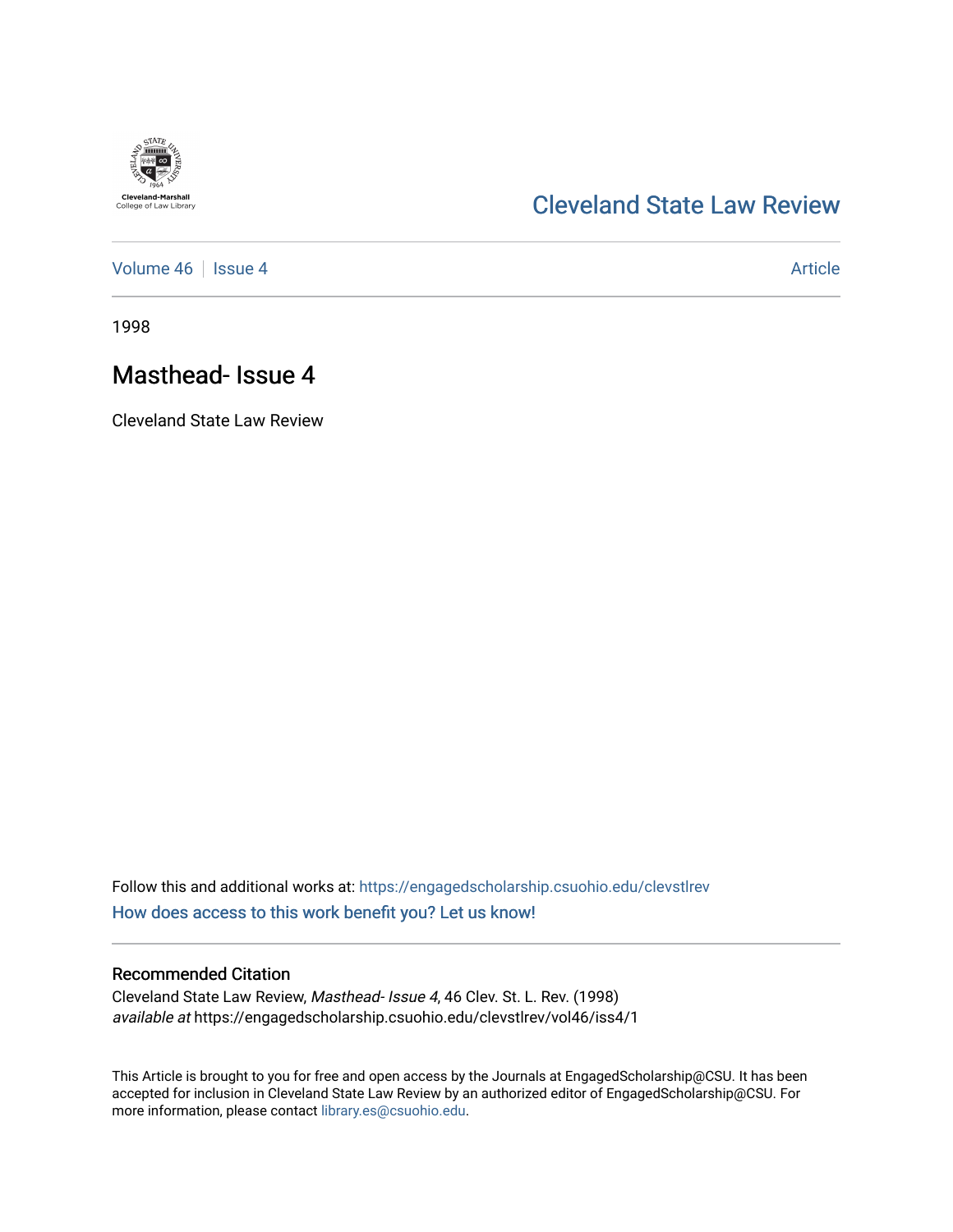Cleveland-Marshall College of Law Library

# Cleveland State Law Review

Volume 46 | Issue 4 | Article

1998

## Masthead- Issue 4

Cleveland State Law Review

Follow this and additional works at: https://engagedscholarship.csuohio.edu/clevstlrev

How does access to this work benefit you? Let us know!

### Recommended Citation

Cleveland State Law Review, *Masthead- Issue 4*, 46 Clev. St. L. Rev. (1998)
*available at* https://engagedscholarship.csuohio.edu/clevstlrev/vol46/iss4/1

This Article is brought to you for free and open access by the Journals at EngagedScholarship@CSU. It has been accepted for inclusion in Cleveland State Law Review by an authorized editor of EngagedScholarship@CSU. For more information, please contact library.es@csuohio.edu.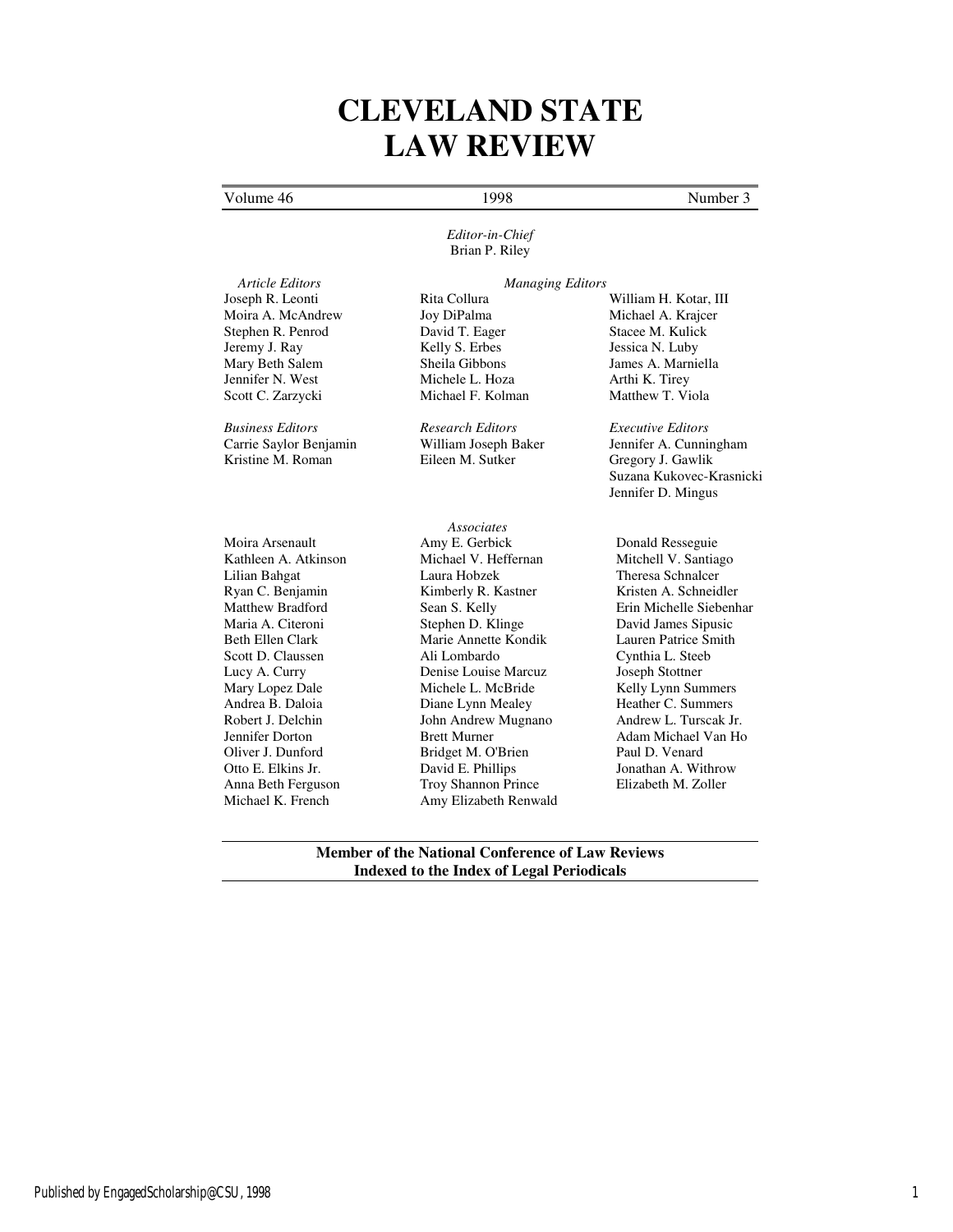# CLEVELAND STATE LAW REVIEW

Volume 46 | 1998 | Number 3

*Editor-in-Chief*
Brian P. Riley

*Article Editors*
Joseph R. Leonti
Moira A. McAndrew
Stephen R. Penrod
Jeremy J. Ray
Mary Beth Salem
Jennifer N. West
Scott C. Zarzycki

*Managing Editors*
Rita Collura
Joy DiPalma
David T. Eager
Kelly S. Erbes
Sheila Gibbons
Michele L. Hoza
Michael F. Kolman
William H. Kotar, III
Michael A. Krajcer
Stacee M. Kulick
Jessica N. Luby
James A. Marniella
Arthi K. Tirey
Matthew T. Viola

*Business Editors*
Carrie Saylor Benjamin
Kristine M. Roman

*Research Editors*
William Joseph Baker
Eileen M. Sutker

*Executive Editors*
Jennifer A. Cunningham
Gregory J. Gawlik
Suzana Kukovec-Krasnicki
Jennifer D. Mingus

*Associates*
Moira Arsenault
Kathleen A. Atkinson
Lilian Bahgat
Ryan C. Benjamin
Matthew Bradford
Maria A. Citeroni
Beth Ellen Clark
Scott D. Claussen
Lucy A. Curry
Mary Lopez Dale
Andrea B. Daloia
Robert J. Delchin
Jennifer Dorton
Oliver J. Dunford
Otto E. Elkins Jr.
Anna Beth Ferguson
Michael K. French
Amy E. Gerbick
Michael V. Heffernan
Laura Hobzek
Kimberly R. Kastner
Sean S. Kelly
Stephen D. Klinge
Marie Annette Kondik
Ali Lombardo
Denise Louise Marcuz
Michele L. McBride
Diane Lynn Mealey
John Andrew Mugnano
Brett Murner
Bridget M. O'Brien
David E. Phillips
Troy Shannon Prince
Amy Elizabeth Renwald
Donald Resseguie
Mitchell V. Santiago
Theresa Schnalcer
Kristen A. Schneidler
Erin Michelle Siebenhar
David James Sipusic
Lauren Patrice Smith
Cynthia L. Steeb
Joseph Stottner
Kelly Lynn Summers
Heather C. Summers
Andrew L. Turscak Jr.
Adam Michael Van Ho
Paul D. Venard
Jonathan A. Withrow
Elizabeth M. Zoller

**Member of the National Conference of Law Reviews**
**Indexed to the Index of Legal Periodicals**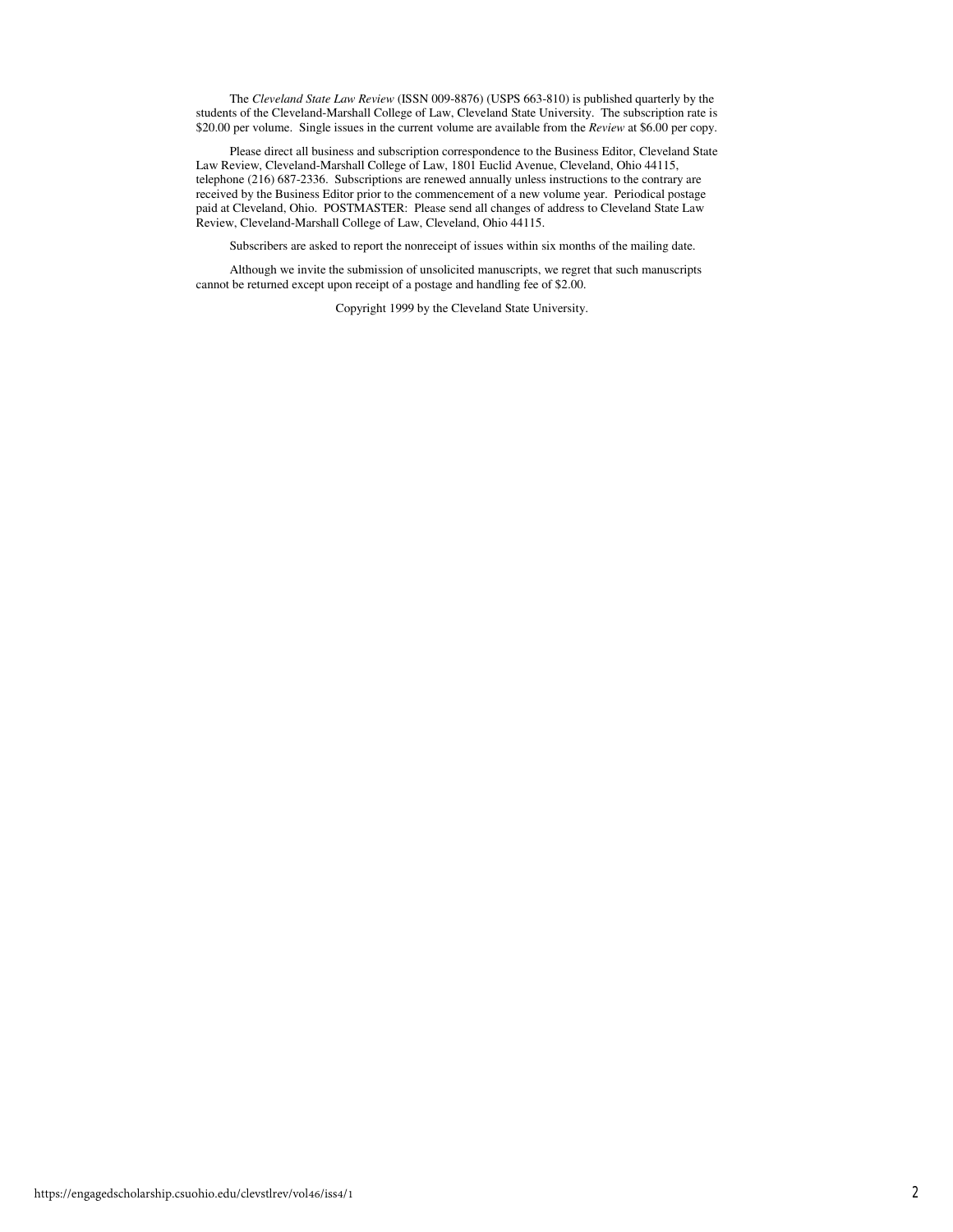The *Cleveland State Law Review* (ISSN 009-8876) (USPS 663-810) is published quarterly by the students of the Cleveland-Marshall College of Law, Cleveland State University. The subscription rate is $20.00 per volume. Single issues in the current volume are available from the *Review* at $6.00 per copy.

Please direct all business and subscription correspondence to the Business Editor, Cleveland State Law Review, Cleveland-Marshall College of Law, 1801 Euclid Avenue, Cleveland, Ohio 44115, telephone (216) 687-2336. Subscriptions are renewed annually unless instructions to the contrary are received by the Business Editor prior to the commencement of a new volume year. Periodical postage paid at Cleveland, Ohio. POSTMASTER: Please send all changes of address to Cleveland State Law Review, Cleveland-Marshall College of Law, Cleveland, Ohio 44115.

Subscribers are asked to report the nonreceipt of issues within six months of the mailing date.

Although we invite the submission of unsolicited manuscripts, we regret that such manuscripts cannot be returned except upon receipt of a postage and handling fee of $2.00.

Copyright 1999 by the Cleveland State University.